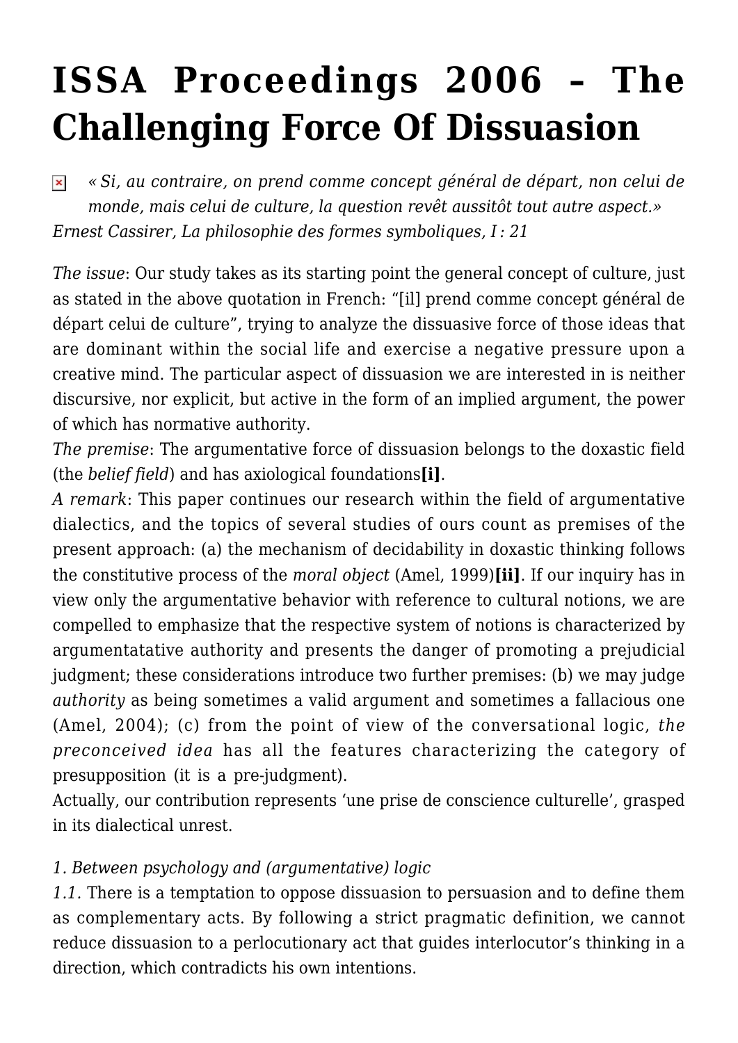# ISSA Proceedings 2006 – The Challenging Force Of Dissuasion

*« Si, au contraire, on prend comme concept général de départ, non celui de monde, mais celui de culture, la question revêt aussitôt tout autre aspect.»*
*Ernest Cassirer, La philosophie des formes symboliques, I : 21*

*The issue*: Our study takes as its starting point the general concept of culture, just as stated in the above quotation in French: "[il] prend comme concept général de départ celui de culture", trying to analyze the dissuasive force of those ideas that are dominant within the social life and exercise a negative pressure upon a creative mind. The particular aspect of dissuasion we are interested in is neither discursive, nor explicit, but active in the form of an implied argument, the power of which has normative authority.
*The premise*: The argumentative force of dissuasion belongs to the doxastic field (the *belief field*) and has axiological foundations**[i]**.
*A remark*: This paper continues our research within the field of argumentative dialectics, and the topics of several studies of ours count as premises of the present approach: (a) the mechanism of decidability in doxastic thinking follows the constitutive process of the *moral object* (Amel, 1999)**[ii]**. If our inquiry has in view only the argumentative behavior with reference to cultural notions, we are compelled to emphasize that the respective system of notions is characterized by argumentatative authority and presents the danger of promoting a prejudicial judgment; these considerations introduce two further premises: (b) we may judge *authority* as being sometimes a valid argument and sometimes a fallacious one (Amel, 2004); (c) from the point of view of the conversational logic, *the preconceived idea* has all the features characterizing the category of presupposition (it is a pre-judgment).
Actually, our contribution represents 'une prise de conscience culturelle', grasped in its dialectical unrest.

*1. Between psychology and (argumentative) logic*
*1.1.* There is a temptation to oppose dissuasion to persuasion and to define them as complementary acts. By following a strict pragmatic definition, we cannot reduce dissuasion to a perlocutionary act that guides interlocutor's thinking in a direction, which contradicts his own intentions.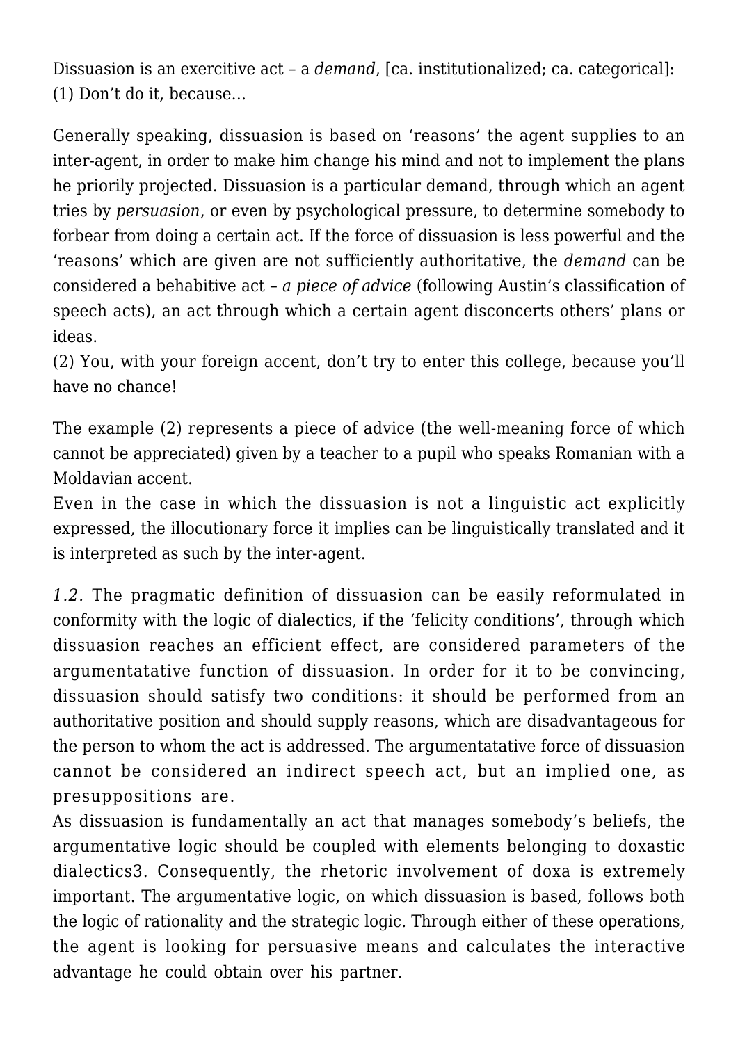Dissuasion is an exercitive act – a *demand*, [ca. institutionalized; ca. categorical]:
(1) Don't do it, because…

Generally speaking, dissuasion is based on 'reasons' the agent supplies to an inter-agent, in order to make him change his mind and not to implement the plans he priorily projected. Dissuasion is a particular demand, through which an agent tries by *persuasion*, or even by psychological pressure, to determine somebody to forbear from doing a certain act. If the force of dissuasion is less powerful and the 'reasons' which are given are not sufficiently authoritative, the *demand* can be considered a behabitive act – *a piece of advice* (following Austin's classification of speech acts), an act through which a certain agent disconcerts others' plans or ideas.
(2) You, with your foreign accent, don't try to enter this college, because you'll have no chance!

The example (2) represents a piece of advice (the well-meaning force of which cannot be appreciated) given by a teacher to a pupil who speaks Romanian with a Moldavian accent.
Even in the case in which the dissuasion is not a linguistic act explicitly expressed, the illocutionary force it implies can be linguistically translated and it is interpreted as such by the inter-agent.

*1.2.* The pragmatic definition of dissuasion can be easily reformulated in conformity with the logic of dialectics, if the 'felicity conditions', through which dissuasion reaches an efficient effect, are considered parameters of the argumentatative function of dissuasion. In order for it to be convincing, dissuasion should satisfy two conditions: it should be performed from an authoritative position and should supply reasons, which are disadvantageous for the person to whom the act is addressed. The argumentatative force of dissuasion cannot be considered an indirect speech act, but an implied one, as presuppositions are.
As dissuasion is fundamentally an act that manages somebody's beliefs, the argumentative logic should be coupled with elements belonging to doxastic dialectics[3]. Consequently, the rhetoric involvement of doxa is extremely important. The argumentative logic, on which dissuasion is based, follows both the logic of rationality and the strategic logic. Through either of these operations, the agent is looking for persuasive means and calculates the interactive advantage he could obtain over his partner.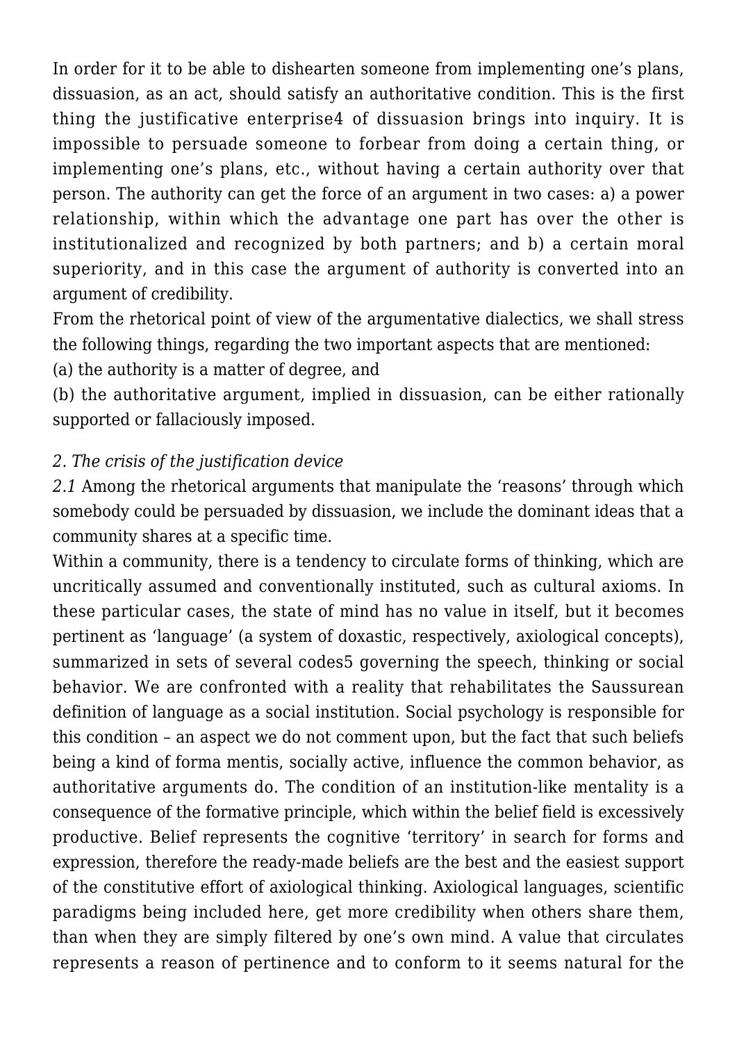In order for it to be able to dishearten someone from implementing one's plans, dissuasion, as an act, should satisfy an authoritative condition. This is the first thing the justificative enterprise[4] of dissuasion brings into inquiry. It is impossible to persuade someone to forbear from doing a certain thing, or implementing one's plans, etc., without having a certain authority over that person. The authority can get the force of an argument in two cases: a) a power relationship, within which the advantage one part has over the other is institutionalized and recognized by both partners; and b) a certain moral superiority, and in this case the argument of authority is converted into an argument of credibility.

From the rhetorical point of view of the argumentative dialectics, we shall stress the following things, regarding the two important aspects that are mentioned:

(a) the authority is a matter of degree, and

(b) the authoritative argument, implied in dissuasion, can be either rationally supported or fallaciously imposed.

*2. The crisis of the justification device*

*2.1* Among the rhetorical arguments that manipulate the 'reasons' through which somebody could be persuaded by dissuasion, we include the dominant ideas that a community shares at a specific time.

Within a community, there is a tendency to circulate forms of thinking, which are uncritically assumed and conventionally instituted, such as cultural axioms. In these particular cases, the state of mind has no value in itself, but it becomes pertinent as 'language' (a system of doxastic, respectively, axiological concepts), summarized in sets of several codes[5] governing the speech, thinking or social behavior. We are confronted with a reality that rehabilitates the Saussurean definition of language as a social institution. Social psychology is responsible for this condition – an aspect we do not comment upon, but the fact that such beliefs being a kind of forma mentis, socially active, influence the common behavior, as authoritative arguments do. The condition of an institution-like mentality is a consequence of the formative principle, which within the belief field is excessively productive. Belief represents the cognitive 'territory' in search for forms and expression, therefore the ready-made beliefs are the best and the easiest support of the constitutive effort of axiological thinking. Axiological languages, scientific paradigms being included here, get more credibility when others share them, than when they are simply filtered by one's own mind. A value that circulates represents a reason of pertinence and to conform to it seems natural for the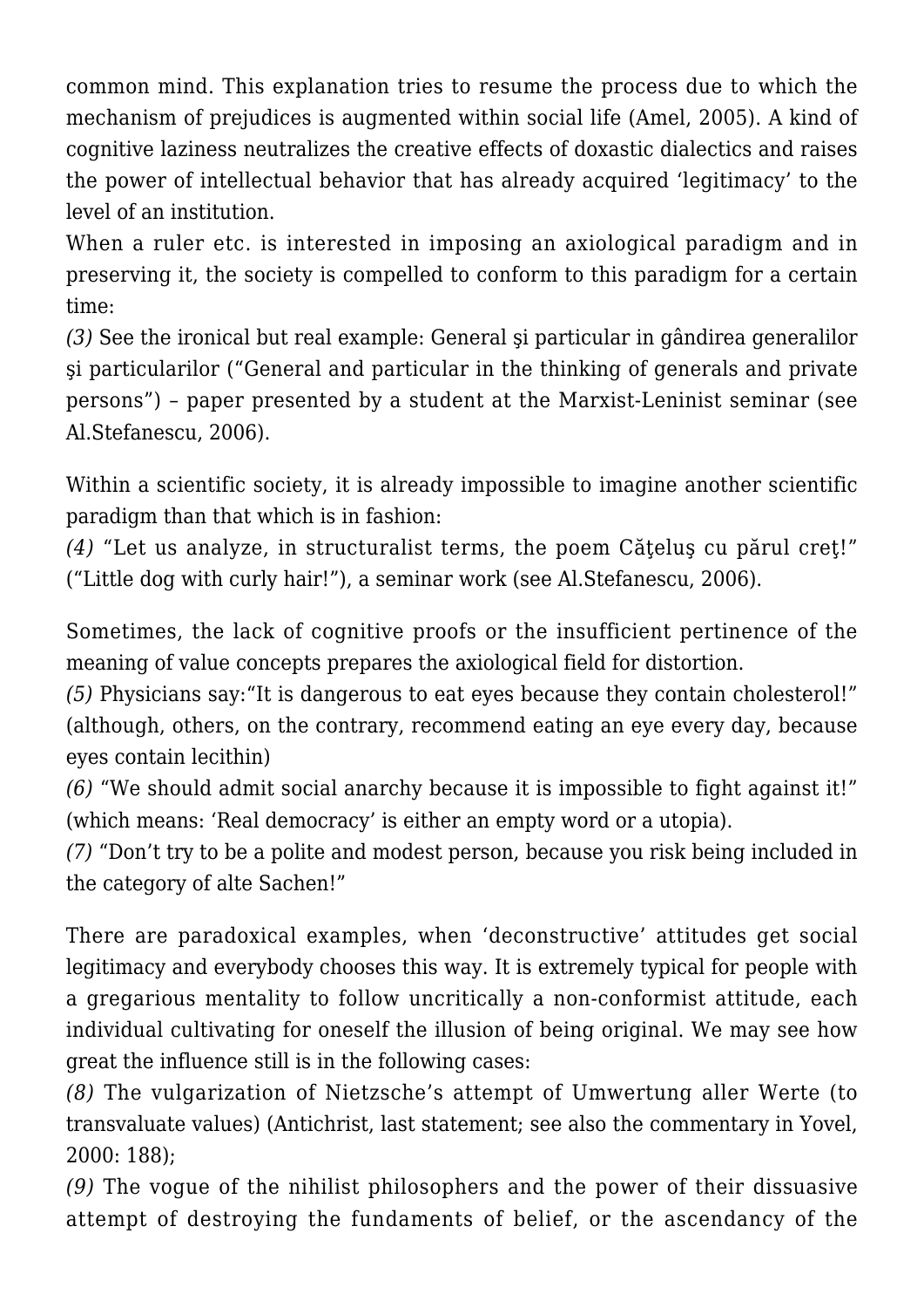common mind. This explanation tries to resume the process due to which the mechanism of prejudices is augmented within social life (Amel, 2005). A kind of cognitive laziness neutralizes the creative effects of doxastic dialectics and raises the power of intellectual behavior that has already acquired 'legitimacy' to the level of an institution.

When a ruler etc. is interested in imposing an axiological paradigm and in preserving it, the society is compelled to conform to this paradigm for a certain time:

*(3)* See the ironical but real example: General şi particular in gândirea generalilor şi particularilor ("General and particular in the thinking of generals and private persons") – paper presented by a student at the Marxist-Leninist seminar (see Al.Stefanescu, 2006).

Within a scientific society, it is already impossible to imagine another scientific paradigm than that which is in fashion:

*(4)* "Let us analyze, in structuralist terms, the poem Căţeluş cu părul creţ!" ("Little dog with curly hair!"), a seminar work (see Al.Stefanescu, 2006).

Sometimes, the lack of cognitive proofs or the insufficient pertinence of the meaning of value concepts prepares the axiological field for distortion.

*(5)* Physicians say:"It is dangerous to eat eyes because they contain cholesterol!" (although, others, on the contrary, recommend eating an eye every day, because eyes contain lecithin)

*(6)* "We should admit social anarchy because it is impossible to fight against it!" (which means: 'Real democracy' is either an empty word or a utopia).

*(7)* "Don't try to be a polite and modest person, because you risk being included in the category of alte Sachen!"

There are paradoxical examples, when 'deconstructive' attitudes get social legitimacy and everybody chooses this way. It is extremely typical for people with a gregarious mentality to follow uncritically a non-conformist attitude, each individual cultivating for oneself the illusion of being original. We may see how great the influence still is in the following cases:

*(8)* The vulgarization of Nietzsche's attempt of Umwertung aller Werte (to transvaluate values) (Antichrist, last statement; see also the commentary in Yovel, 2000: 188);

*(9)* The vogue of the nihilist philosophers and the power of their dissuasive attempt of destroying the fundaments of belief, or the ascendancy of the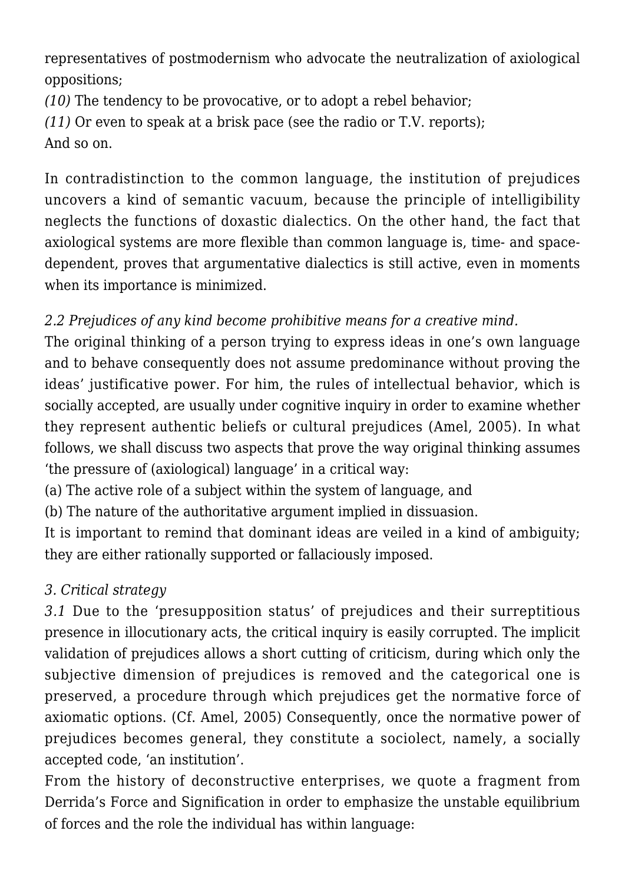representatives of postmodernism who advocate the neutralization of axiological oppositions;

*(10)* The tendency to be provocative, or to adopt a rebel behavior;

*(11)* Or even to speak at a brisk pace (see the radio or T.V. reports);

And so on.

In contradistinction to the common language, the institution of prejudices uncovers a kind of semantic vacuum, because the principle of intelligibility neglects the functions of doxastic dialectics. On the other hand, the fact that axiological systems are more flexible than common language is, time- and space-dependent, proves that argumentative dialectics is still active, even in moments when its importance is minimized.

*2.2 Prejudices of any kind become prohibitive means for a creative mind.*

The original thinking of a person trying to express ideas in one's own language and to behave consequently does not assume predominance without proving the ideas' justificative power. For him, the rules of intellectual behavior, which is socially accepted, are usually under cognitive inquiry in order to examine whether they represent authentic beliefs or cultural prejudices (Amel, 2005). In what follows, we shall discuss two aspects that prove the way original thinking assumes 'the pressure of (axiological) language' in a critical way:

(a) The active role of a subject within the system of language, and

(b) The nature of the authoritative argument implied in dissuasion.

It is important to remind that dominant ideas are veiled in a kind of ambiguity; they are either rationally supported or fallaciously imposed.

*3. Critical strategy*

*3.1* Due to the 'presupposition status' of prejudices and their surreptitious presence in illocutionary acts, the critical inquiry is easily corrupted. The implicit validation of prejudices allows a short cutting of criticism, during which only the subjective dimension of prejudices is removed and the categorical one is preserved, a procedure through which prejudices get the normative force of axiomatic options. (Cf. Amel, 2005) Consequently, once the normative power of prejudices becomes general, they constitute a sociolect, namely, a socially accepted code, 'an institution'.

From the history of deconstructive enterprises, we quote a fragment from Derrida's Force and Signification in order to emphasize the unstable equilibrium of forces and the role the individual has within language: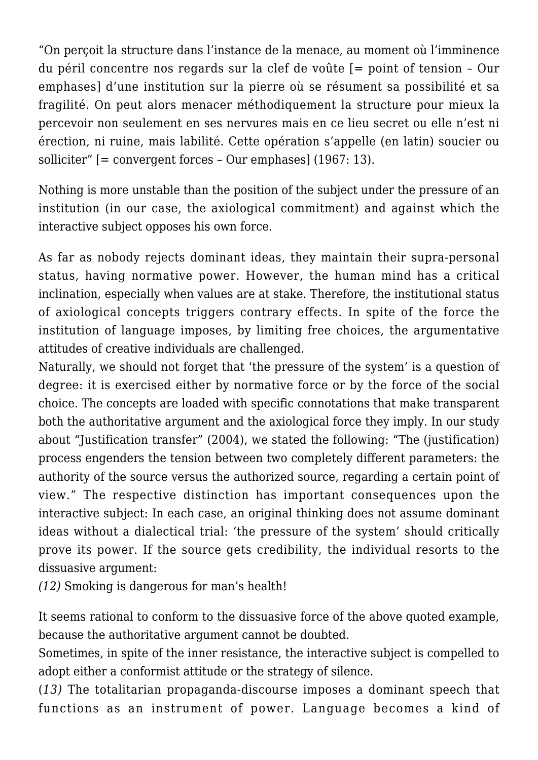"On perçoit la structure dans l'instance de la menace, au moment où l'imminence du péril concentre nos regards sur la clef de voûte [= point of tension – Our emphases] d'une institution sur la pierre où se résument sa possibilité et sa fragilité. On peut alors menacer méthodiquement la structure pour mieux la percevoir non seulement en ses nervures mais en ce lieu secret ou elle n'est ni érection, ni ruine, mais labilité. Cette opération s'appelle (en latin) soucier ou solliciter" [= convergent forces – Our emphases] (1967: 13).

Nothing is more unstable than the position of the subject under the pressure of an institution (in our case, the axiological commitment) and against which the interactive subject opposes his own force.

As far as nobody rejects dominant ideas, they maintain their supra-personal status, having normative power. However, the human mind has a critical inclination, especially when values are at stake. Therefore, the institutional status of axiological concepts triggers contrary effects. In spite of the force the institution of language imposes, by limiting free choices, the argumentative attitudes of creative individuals are challenged.

Naturally, we should not forget that 'the pressure of the system' is a question of degree: it is exercised either by normative force or by the force of the social choice. The concepts are loaded with specific connotations that make transparent both the authoritative argument and the axiological force they imply. In our study about "Justification transfer" (2004), we stated the following: "The (justification) process engenders the tension between two completely different parameters: the authority of the source versus the authorized source, regarding a certain point of view." The respective distinction has important consequences upon the interactive subject: In each case, an original thinking does not assume dominant ideas without a dialectical trial: 'the pressure of the system' should critically prove its power. If the source gets credibility, the individual resorts to the dissuasive argument:

*(12)* Smoking is dangerous for man's health!

It seems rational to conform to the dissuasive force of the above quoted example, because the authoritative argument cannot be doubted.

Sometimes, in spite of the inner resistance, the interactive subject is compelled to adopt either a conformist attitude or the strategy of silence.

(*13)* The totalitarian propaganda-discourse imposes a dominant speech that functions as an instrument of power. Language becomes a kind of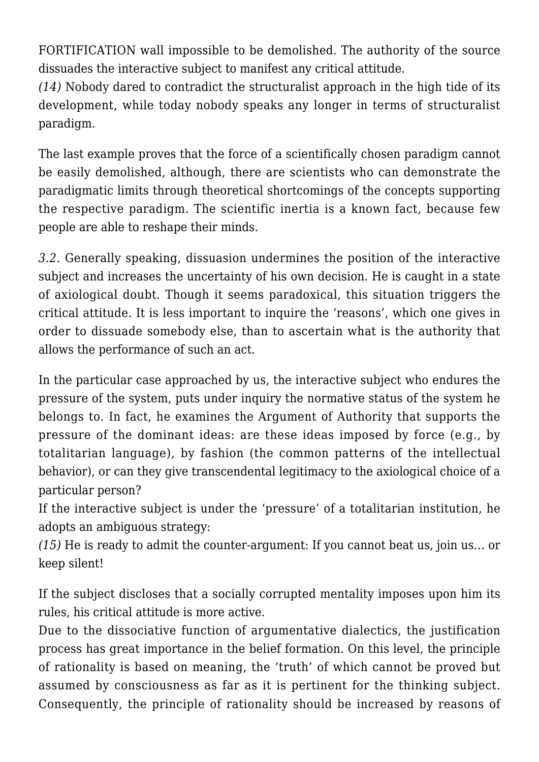FORTIFICATION wall impossible to be demolished. The authority of the source dissuades the interactive subject to manifest any critical attitude.
*(14)* Nobody dared to contradict the structuralist approach in the high tide of its development, while today nobody speaks any longer in terms of structuralist paradigm.

The last example proves that the force of a scientifically chosen paradigm cannot be easily demolished, although, there are scientists who can demonstrate the paradigmatic limits through theoretical shortcomings of the concepts supporting the respective paradigm. The scientific inertia is a known fact, because few people are able to reshape their minds.

*3.2*. Generally speaking, dissuasion undermines the position of the interactive subject and increases the uncertainty of his own decision. He is caught in a state of axiological doubt. Though it seems paradoxical, this situation triggers the critical attitude. It is less important to inquire the 'reasons', which one gives in order to dissuade somebody else, than to ascertain what is the authority that allows the performance of such an act.

In the particular case approached by us, the interactive subject who endures the pressure of the system, puts under inquiry the normative status of the system he belongs to. In fact, he examines the Argument of Authority that supports the pressure of the dominant ideas: are these ideas imposed by force (e.g., by totalitarian language), by fashion (the common patterns of the intellectual behavior), or can they give transcendental legitimacy to the axiological choice of a particular person?
If the interactive subject is under the 'pressure' of a totalitarian institution, he adopts an ambiguous strategy:
*(15)* He is ready to admit the counter-argument: If you cannot beat us, join us… or keep silent!

If the subject discloses that a socially corrupted mentality imposes upon him its rules, his critical attitude is more active.
Due to the dissociative function of argumentative dialectics, the justification process has great importance in the belief formation. On this level, the principle of rationality is based on meaning, the 'truth' of which cannot be proved but assumed by consciousness as far as it is pertinent for the thinking subject. Consequently, the principle of rationality should be increased by reasons of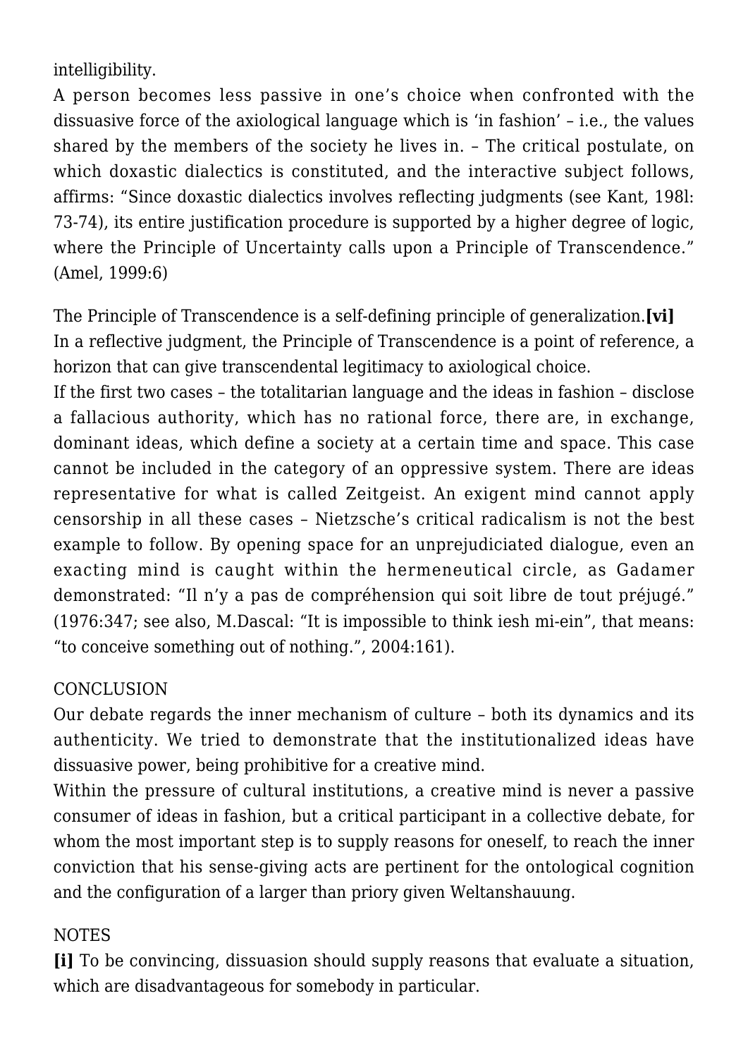intelligibility.

A person becomes less passive in one's choice when confronted with the dissuasive force of the axiological language which is 'in fashion' – i.e., the values shared by the members of the society he lives in. – The critical postulate, on which doxastic dialectics is constituted, and the interactive subject follows, affirms: "Since doxastic dialectics involves reflecting judgments (see Kant, 198l: 73-74), its entire justification procedure is supported by a higher degree of logic, where the Principle of Uncertainty calls upon a Principle of Transcendence." (Amel, 1999:6)

The Principle of Transcendence is a self-defining principle of generalization.**[vi]**
In a reflective judgment, the Principle of Transcendence is a point of reference, a horizon that can give transcendental legitimacy to axiological choice.

If the first two cases – the totalitarian language and the ideas in fashion – disclose a fallacious authority, which has no rational force, there are, in exchange, dominant ideas, which define a society at a certain time and space. This case cannot be included in the category of an oppressive system. There are ideas representative for what is called Zeitgeist. An exigent mind cannot apply censorship in all these cases – Nietzsche's critical radicalism is not the best example to follow. By opening space for an unprejudiciated dialogue, even an exacting mind is caught within the hermeneutical circle, as Gadamer demonstrated: "Il n'y a pas de compréhension qui soit libre de tout préjugé." (1976:347; see also, M.Dascal: "It is impossible to think iesh mi-ein", that means: "to conceive something out of nothing.", 2004:161).

## CONCLUSION

Our debate regards the inner mechanism of culture – both its dynamics and its authenticity. We tried to demonstrate that the institutionalized ideas have dissuasive power, being prohibitive for a creative mind.

Within the pressure of cultural institutions, a creative mind is never a passive consumer of ideas in fashion, but a critical participant in a collective debate, for whom the most important step is to supply reasons for oneself, to reach the inner conviction that his sense-giving acts are pertinent for the ontological cognition and the configuration of a larger than priory given Weltanshauung.

## NOTES

**[i]** To be convincing, dissuasion should supply reasons that evaluate a situation, which are disadvantageous for somebody in particular.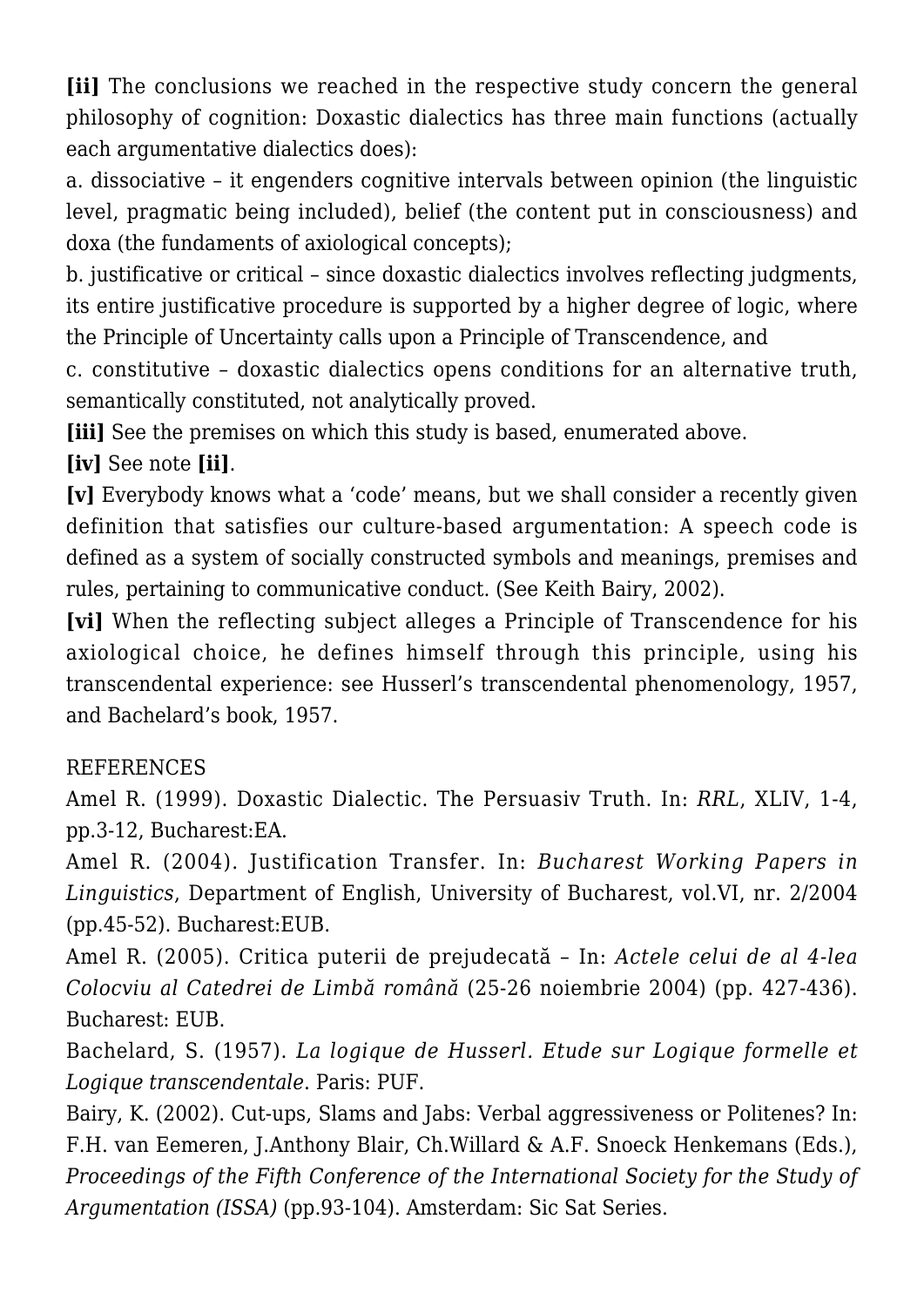**[ii]** The conclusions we reached in the respective study concern the general philosophy of cognition: Doxastic dialectics has three main functions (actually each argumentative dialectics does):

a. dissociative – it engenders cognitive intervals between opinion (the linguistic level, pragmatic being included), belief (the content put in consciousness) and doxa (the fundaments of axiological concepts);

b. justificative or critical – since doxastic dialectics involves reflecting judgments, its entire justificative procedure is supported by a higher degree of logic, where the Principle of Uncertainty calls upon a Principle of Transcendence, and

c. constitutive – doxastic dialectics opens conditions for an alternative truth, semantically constituted, not analytically proved.

**[iii]** See the premises on which this study is based, enumerated above.

**[iv]** See note **[ii]**.

**[v]** Everybody knows what a 'code' means, but we shall consider a recently given definition that satisfies our culture-based argumentation: A speech code is defined as a system of socially constructed symbols and meanings, premises and rules, pertaining to communicative conduct. (See Keith Bairy, 2002).

**[vi]** When the reflecting subject alleges a Principle of Transcendence for his axiological choice, he defines himself through this principle, using his transcendental experience: see Husserl's transcendental phenomenology, 1957, and Bachelard's book, 1957.

REFERENCES

Amel R. (1999). Doxastic Dialectic. The Persuasiv Truth. In: *RRL*, XLIV, 1-4, pp.3-12, Bucharest:EA.

Amel R. (2004). Justification Transfer. In: *Bucharest Working Papers in Linguistics*, Department of English, University of Bucharest, vol.VI, nr. 2/2004 (pp.45-52). Bucharest:EUB.

Amel R. (2005). Critica puterii de prejudecată – In: *Actele celui de al 4-lea Colocviu al Catedrei de Limbă română* (25-26 noiembrie 2004) (pp. 427-436). Bucharest: EUB.

Bachelard, S. (1957). *La logique de Husserl. Etude sur Logique formelle et Logique transcendentale*. Paris: PUF.

Bairy, K. (2002). Cut-ups, Slams and Jabs: Verbal aggressiveness or Politenes? In: F.H. van Eemeren, J.Anthony Blair, Ch.Willard & A.F. Snoeck Henkemans (Eds.), *Proceedings of the Fifth Conference of the International Society for the Study of Argumentation (ISSA)* (pp.93-104). Amsterdam: Sic Sat Series.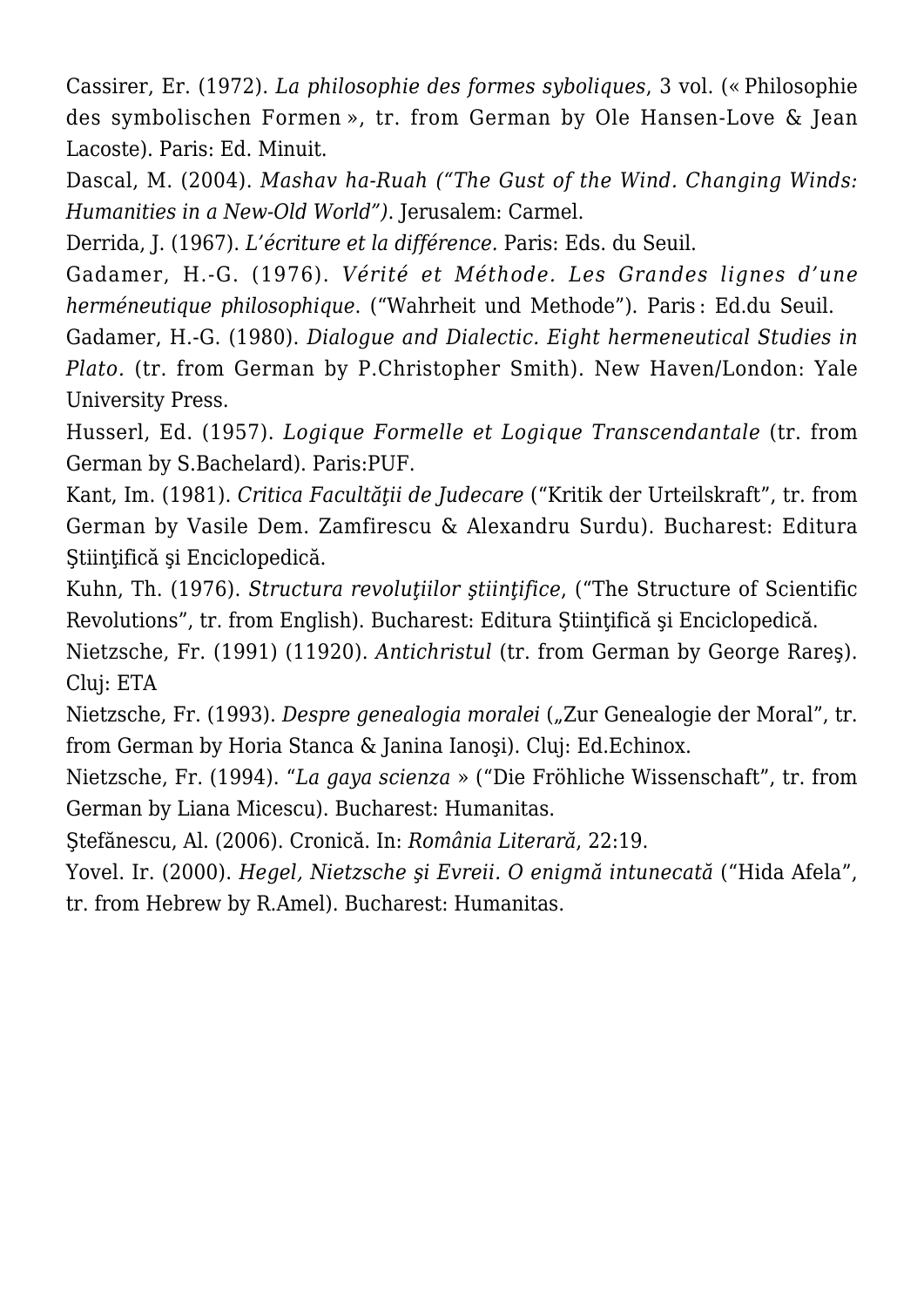Cassirer, Er. (1972). *La philosophie des formes syboliques*, 3 vol. (« Philosophie des symbolischen Formen », tr. from German by Ole Hansen-Love & Jean Lacoste). Paris: Ed. Minuit.

Dascal, M. (2004). *Mashav ha-Ruah ("The Gust of the Wind. Changing Winds: Humanities in a New-Old World")*. Jerusalem: Carmel.

Derrida, J. (1967). *L'écriture et la différence.* Paris: Eds. du Seuil.

Gadamer, H.-G. (1976). *Vérité et Méthode. Les Grandes lignes d'une herméneutique philosophique*. ("Wahrheit und Methode"). Paris : Ed.du Seuil.

Gadamer, H.-G. (1980). *Dialogue and Dialectic. Eight hermeneutical Studies in Plato.* (tr. from German by P.Christopher Smith). New Haven/London: Yale University Press.

Husserl, Ed. (1957). *Logique Formelle et Logique Transcendantale* (tr. from German by S.Bachelard). Paris:PUF.

Kant, Im. (1981). *Critica Facultăţii de Judecare* ("Kritik der Urteilskraft", tr. from German by Vasile Dem. Zamfirescu & Alexandru Surdu). Bucharest: Editura Ştiinţifică şi Enciclopedică.

Kuhn, Th. (1976). *Structura revoluţiilor ştiinţifice*, ("The Structure of Scientific Revolutions", tr. from English). Bucharest: Editura Ştiinţifică şi Enciclopedică.

Nietzsche, Fr. (1991) (11920). *Antichristul* (tr. from German by George Rareş). Cluj: ETA

Nietzsche, Fr. (1993). *Despre genealogia moralei* („Zur Genealogie der Moral", tr. from German by Horia Stanca & Janina Ianoşi). Cluj: Ed.Echinox.

Nietzsche, Fr. (1994). "*La gaya scienza* » ("Die Fröhliche Wissenschaft", tr. from German by Liana Micescu). Bucharest: Humanitas.

Ştefănescu, Al. (2006). Cronică. In: *România Literară*, 22:19.

Yovel. Ir. (2000). *Hegel, Nietzsche şi Evreii. O enigmă intunecată* ("Hida Afela", tr. from Hebrew by R.Amel). Bucharest: Humanitas.